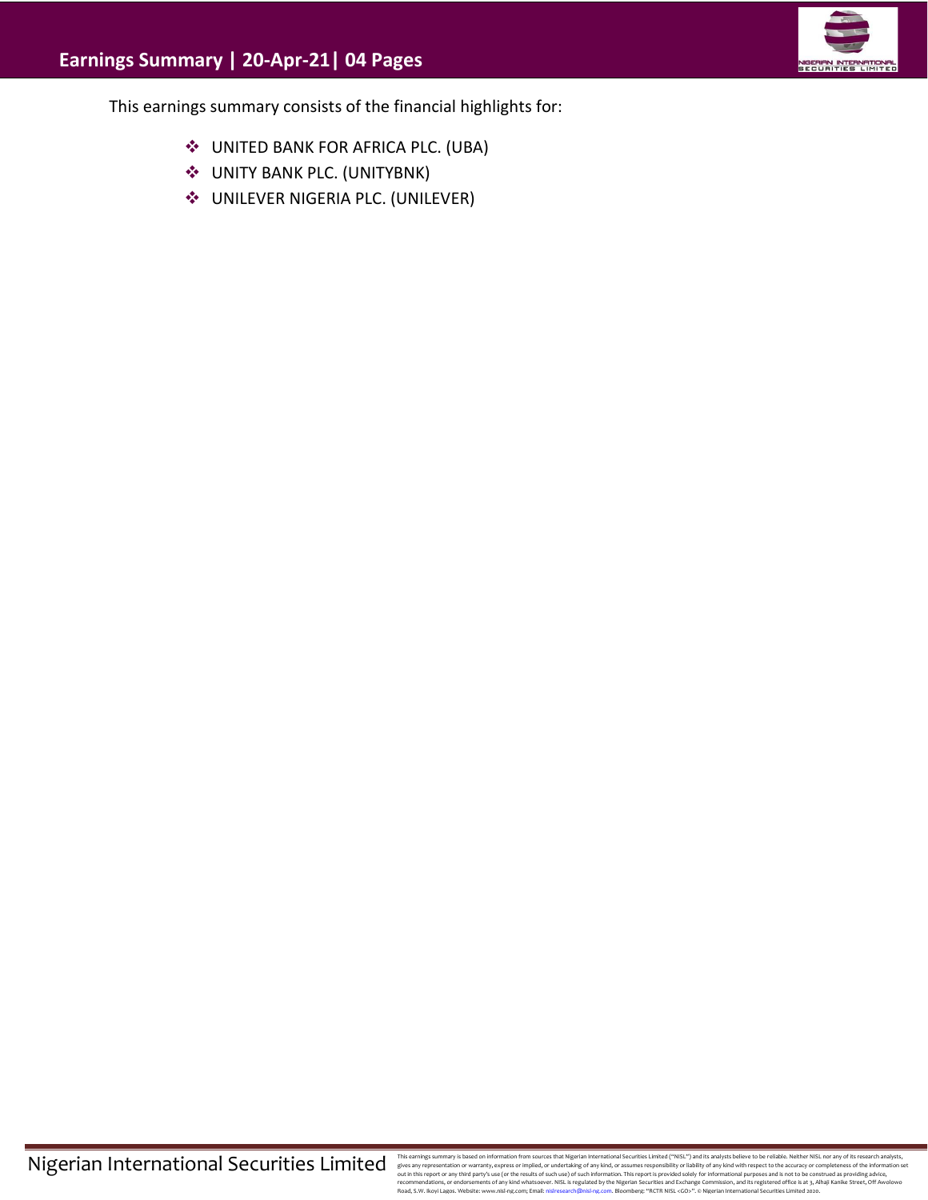# Earnings Summary | 20-Apr-21| 04 Pages

This earnings summary consists of the financial highlights for:

- UNITED BANK FOR AFRICA PLC. (UBA)
- UNITY BANK PLC. (UNITYBNK)
- UNILEVER NIGERIA PLC. (UNILEVER)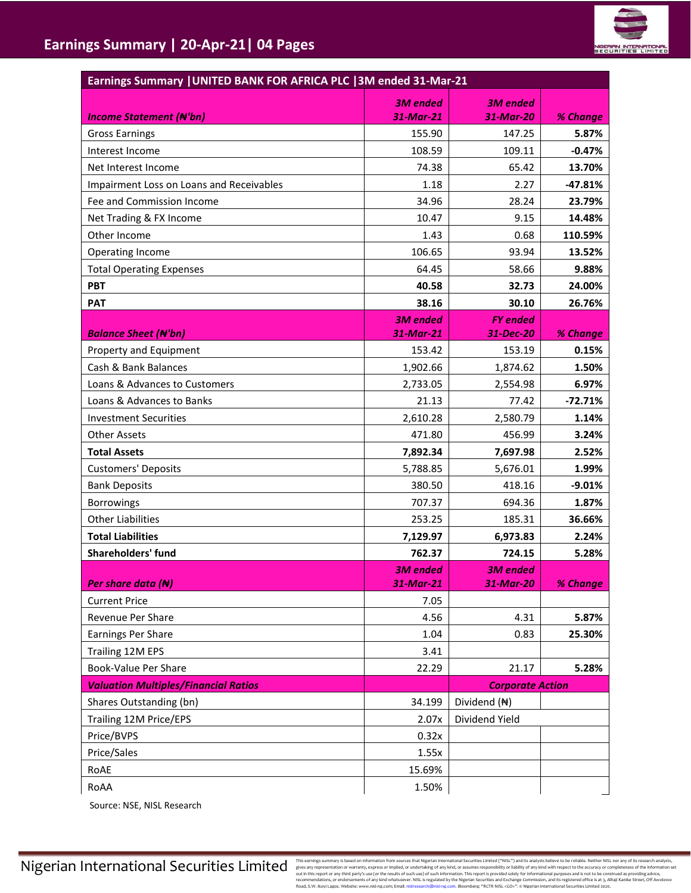# Earnings Summary | 20-Apr-21| 04 Pages

| Earnings Summary \|UNITED BANK FOR AFRICA PLC \|3M ended 31-Mar-21 | | | |
|---|---|---|---|
| ***Income Statement (₦'bn)*** | ***3M ended 31-Mar-21*** | ***3M ended 31-Mar-20*** | ***% Change*** |
| Gross Earnings | 155.90 | 147.25 | **5.87%** |
| Interest Income | 108.59 | 109.11 | **-0.47%** |
| Net Interest Income | 74.38 | 65.42 | **13.70%** |
| Impairment Loss on Loans and Receivables | 1.18 | 2.27 | **-47.81%** |
| Fee and Commission Income | 34.96 | 28.24 | **23.79%** |
| Net Trading & FX Income | 10.47 | 9.15 | **14.48%** |
| Other Income | 1.43 | 0.68 | **110.59%** |
| Operating Income | 106.65 | 93.94 | **13.52%** |
| Total Operating Expenses | 64.45 | 58.66 | **9.88%** |
| **PBT** | **40.58** | **32.73** | **24.00%** |
| **PAT** | **38.16** | **30.10** | **26.76%** |
| ***Balance Sheet (₦'bn)*** | ***3M ended 31-Mar-21*** | ***FY ended 31-Dec-20*** | ***% Change*** |
| Property and Equipment | 153.42 | 153.19 | **0.15%** |
| Cash & Bank Balances | 1,902.66 | 1,874.62 | **1.50%** |
| Loans & Advances to Customers | 2,733.05 | 2,554.98 | **6.97%** |
| Loans & Advances to Banks | 21.13 | 77.42 | **-72.71%** |
| Investment Securities | 2,610.28 | 2,580.79 | **1.14%** |
| Other Assets | 471.80 | 456.99 | **3.24%** |
| **Total Assets** | **7,892.34** | **7,697.98** | **2.52%** |
| Customers' Deposits | 5,788.85 | 5,676.01 | **1.99%** |
| Bank Deposits | 380.50 | 418.16 | **-9.01%** |
| Borrowings | 707.37 | 694.36 | **1.87%** |
| Other Liabilities | 253.25 | 185.31 | **36.66%** |
| **Total Liabilities** | **7,129.97** | **6,973.83** | **2.24%** |
| **Shareholders' fund** | **762.37** | **724.15** | **5.28%** |
| ***Per share data (₦)*** | ***3M ended 31-Mar-21*** | ***3M ended 31-Mar-20*** | ***% Change*** |
| Current Price | 7.05 | | |
| Revenue Per Share | 4.56 | 4.31 | **5.87%** |
| Earnings Per Share | 1.04 | 0.83 | **25.30%** |
| Trailing 12M EPS | 3.41 | | |
| Book-Value Per Share | 22.29 | 21.17 | **5.28%** |
| ***Valuation Multiples/Financial Ratios*** | | ***Corporate Action*** | |
| Shares Outstanding (bn) | 34.199 | Dividend (₦) | |
| Trailing 12M Price/EPS | 2.07x | Dividend Yield | |
| Price/BVPS | 0.32x | | |
| Price/Sales | 1.55x | | |
| RoAE | 15.69% | | |
| RoAA | 1.50% | | |

Source: NSE, NISL Research

Nigerian International Securities Limited

This earnings summary is based on information from sources that Nigerian International Securities Limited ("NISL") and its analysts believe to be reliable. Neither NISL nor any of its research analysts, gives any representation or warranty, express or implied, or undertaking of any kind, or assumes responsibility or liability of any kind with respect to the accuracy or completeness of the information set out in this report or any third party's use (or the results of such use) of such information. This report is provided solely for informational purposes and is not to be construed as providing advice, recommendations, or endorsements of any kind whatsoever. NISL is regulated by the Nigerian Securities and Exchange Commission, and its registered office is at 3, Alhaji Kanike Street, Off Awolowo Road, S.W. Ikoyi Lagos. Website: www.nisl-ng.com; Email: nislresearch@nisl-ng.com. Bloomberg: "RCTR NISL <GO>". © Nigerian International Securities Limited 2020.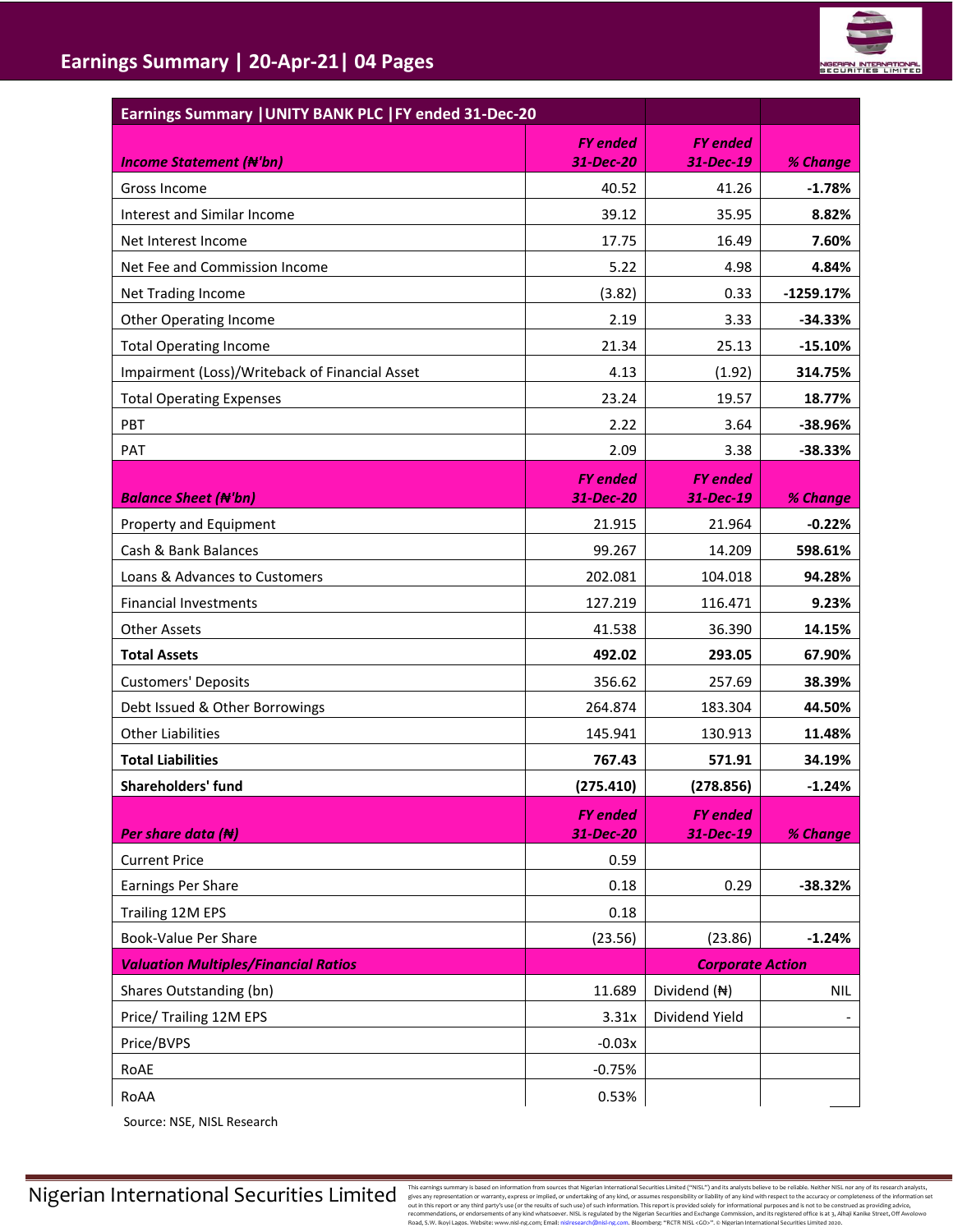| Earnings Summary \|UNITY BANK PLC \|FY ended 31-Dec-20 | | | |
|---|---|---|---|
| ***Income Statement (₦'bn)*** | ***FY ended 31-Dec-20*** | ***FY ended 31-Dec-19*** | ***% Change*** |
| Gross Income | 40.52 | 41.26 | **-1.78%** |
| Interest and Similar Income | 39.12 | 35.95 | **8.82%** |
| Net Interest Income | 17.75 | 16.49 | **7.60%** |
| Net Fee and Commission Income | 5.22 | 4.98 | **4.84%** |
| Net Trading Income | (3.82) | 0.33 | **-1259.17%** |
| Other Operating Income | 2.19 | 3.33 | **-34.33%** |
| Total Operating Income | 21.34 | 25.13 | **-15.10%** |
| Impairment (Loss)/Writeback of Financial Asset | 4.13 | (1.92) | **314.75%** |
| Total Operating Expenses | 23.24 | 19.57 | **18.77%** |
| PBT | 2.22 | 3.64 | **-38.96%** |
| PAT | 2.09 | 3.38 | **-38.33%** |
| ***Balance Sheet (₦'bn)*** | ***FY ended 31-Dec-20*** | ***FY ended 31-Dec-19*** | ***% Change*** |
| Property and Equipment | 21.915 | 21.964 | **-0.22%** |
| Cash & Bank Balances | 99.267 | 14.209 | **598.61%** |
| Loans & Advances to Customers | 202.081 | 104.018 | **94.28%** |
| Financial Investments | 127.219 | 116.471 | **9.23%** |
| Other Assets | 41.538 | 36.390 | **14.15%** |
| **Total Assets** | **492.02** | **293.05** | **67.90%** |
| Customers' Deposits | 356.62 | 257.69 | **38.39%** |
| Debt Issued & Other Borrowings | 264.874 | 183.304 | **44.50%** |
| Other Liabilities | 145.941 | 130.913 | **11.48%** |
| **Total Liabilities** | **767.43** | **571.91** | **34.19%** |
| **Shareholders' fund** | **(275.410)** | **(278.856)** | **-1.24%** |
| ***Per share data (₦)*** | ***FY ended 31-Dec-20*** | ***FY ended 31-Dec-19*** | ***% Change*** |
| Current Price | 0.59 | | |
| Earnings Per Share | 0.18 | 0.29 | **-38.32%** |
| Trailing 12M EPS | 0.18 | | |
| Book-Value Per Share | (23.56) | (23.86) | **-1.24%** |
| ***Valuation Multiples/Financial Ratios*** | | ***Corporate Action*** | |
| Shares Outstanding (bn) | 11.689 | Dividend (₦) | NIL |
| Price/ Trailing 12M EPS | 3.31x | Dividend Yield | - |
| Price/BVPS | -0.03x | | |
| RoAE | -0.75% | | |
| RoAA | 0.53% | | |

Source: NSE, NISL Research

This earnings summary is based on information from sources that Nigerian International Securities Limited ("NISL") and its analysts believe to be reliable. Neither NISL nor any of its research analysts, gives any representation or warranty, express or implied, or undertaking of any kind, or assumes responsibility or liability of any kind with respect to the accuracy or completeness of the information set out in this report or any third party's use (or the results of such use) of such information. This report is provided solely for informational purposes and is not to be construed as providing advice, recommendations, or endorsements of any kind whatsoever. NISL is regulated by the Nigerian Securities and Exchange Commission, and its registered office is at 3, Alhaji Kanike Street, Off Awolowo Road, S.W. Ikoyi Lagos. Website: www.nisl-ng.com; Email: nislresearch@nisl-ng.com. Bloomberg: "RCTR NISL <GO>". © Nigerian International Securities Limited 2020.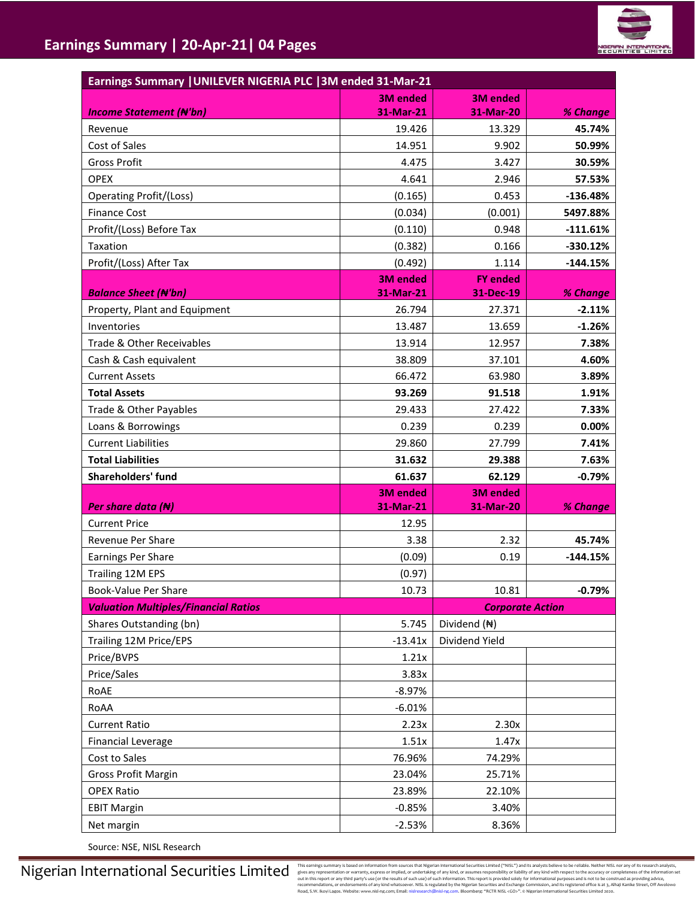# Earnings Summary | 20-Apr-21| 04 Pages

| Earnings Summary \|UNILEVER NIGERIA PLC \|3M ended 31-Mar-21 | | | |
|---|---|---|---|
| ***Income Statement (₦'bn)*** | **3M ended 31-Mar-21** | **3M ended 31-Mar-20** | ***% Change*** |
| Revenue | 19.426 | 13.329 | **45.74%** |
| Cost of Sales | 14.951 | 9.902 | **50.99%** |
| Gross Profit | 4.475 | 3.427 | **30.59%** |
| OPEX | 4.641 | 2.946 | **57.53%** |
| Operating Profit/(Loss) | (0.165) | 0.453 | **-136.48%** |
| Finance Cost | (0.034) | (0.001) | **5497.88%** |
| Profit/(Loss) Before Tax | (0.110) | 0.948 | **-111.61%** |
| Taxation | (0.382) | 0.166 | **-330.12%** |
| Profit/(Loss) After Tax | (0.492) | 1.114 | **-144.15%** |
| ***Balance Sheet (₦'bn)*** | **3M ended 31-Mar-21** | **FY ended 31-Dec-19** | ***% Change*** |
| Property, Plant and Equipment | 26.794 | 27.371 | **-2.11%** |
| Inventories | 13.487 | 13.659 | **-1.26%** |
| Trade & Other Receivables | 13.914 | 12.957 | **7.38%** |
| Cash & Cash equivalent | 38.809 | 37.101 | **4.60%** |
| Current Assets | 66.472 | 63.980 | **3.89%** |
| **Total Assets** | **93.269** | **91.518** | **1.91%** |
| Trade & Other Payables | 29.433 | 27.422 | **7.33%** |
| Loans & Borrowings | 0.239 | 0.239 | **0.00%** |
| Current Liabilities | 29.860 | 27.799 | **7.41%** |
| **Total Liabilities** | **31.632** | **29.388** | **7.63%** |
| **Shareholders' fund** | **61.637** | **62.129** | **-0.79%** |
| ***Per share data (₦)*** | **3M ended 31-Mar-21** | **3M ended 31-Mar-20** | ***% Change*** |
| Current Price | 12.95 | | |
| Revenue Per Share | 3.38 | 2.32 | **45.74%** |
| Earnings Per Share | (0.09) | 0.19 | **-144.15%** |
| Trailing 12M EPS | (0.97) | | |
| Book-Value Per Share | 10.73 | 10.81 | **-0.79%** |
| ***Valuation Multiples/Financial Ratios*** | | ***Corporate Action*** | |
| Shares Outstanding (bn) | 5.745 | Dividend (₦) | |
| Trailing 12M Price/EPS | -13.41x | Dividend Yield | |
| Price/BVPS | 1.21x | | |
| Price/Sales | 3.83x | | |
| RoAE | -8.97% | | |
| RoAA | -6.01% | | |
| Current Ratio | 2.23x | 2.30x | |
| Financial Leverage | 1.51x | 1.47x | |
| Cost to Sales | 76.96% | 74.29% | |
| Gross Profit Margin | 23.04% | 25.71% | |
| OPEX Ratio | 23.89% | 22.10% | |
| EBIT Margin | -0.85% | 3.40% | |
| Net margin | -2.53% | 8.36% | |

Source: NSE, NISL Research

Nigerian International Securities Limited

This earnings summary is based on information from sources that Nigerian International Securities Limited ("NISL") and its analysts believe to be reliable. Neither NISL nor any of its research analysts, gives any representation or warranty, express or implied, or undertaking of any kind, or assumes responsibility or liability of any kind with respect to the accuracy or completeness of the information set out in this report or any third party's use (or the results of such use) of such information. This report is provided solely for informational purposes and is not to be construed as providing advice, recommendations, or endorsements of any kind whatsoever. NISL is regulated by the Nigerian Securities and Exchange Commission, and its registered office is at 3, Alhaji Kanike Street, Off Awolowo Road, S.W. Ikoyi Lagos. Website: www.nisl-ng.com; Email: nislresearch@nisl-ng.com. Bloomberg: "RCTR NISL <GO>". © Nigerian International Securities Limited 2020.